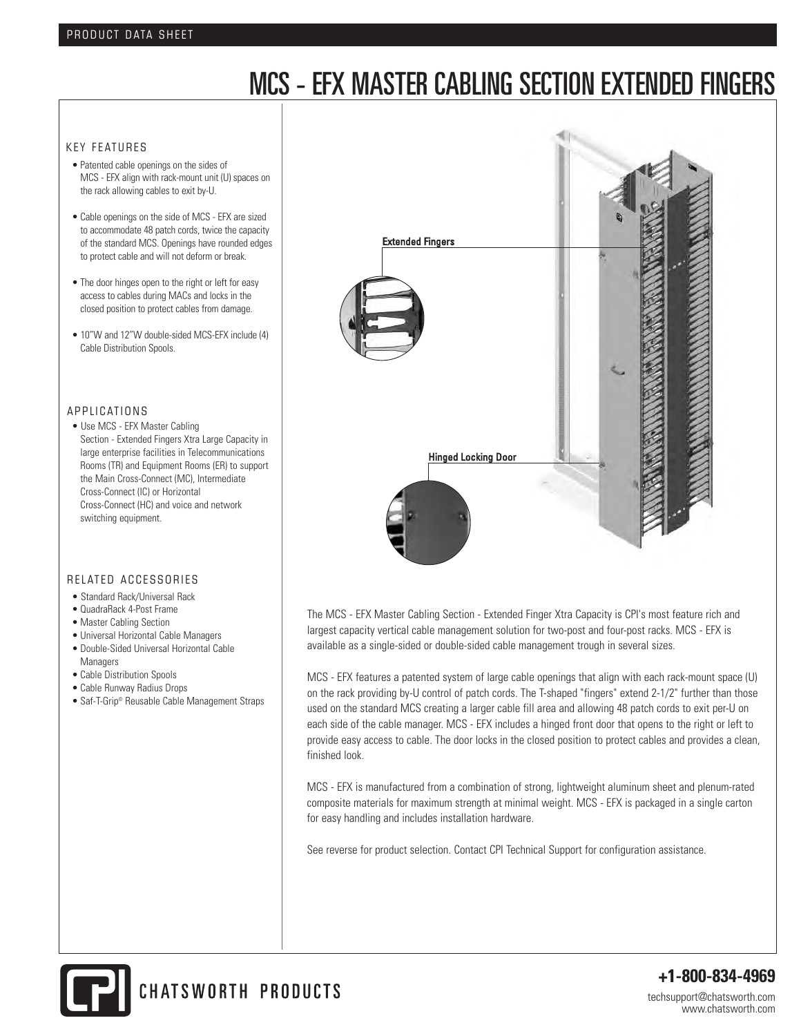# MCS - EFX MASTER CABLING SECTION EXTENDED FINGERS

## KEY FEATURES

- Patented cable openings on the sides of MCS - EFX align with rack-mount unit (U) spaces on the rack allowing cables to exit by-U.
- Cable openings on the side of MCS - EFX are sized to accommodate 48 patch cords, twice the capacity of the standard MCS. Openings have rounded edges to protect cable and will not deform or break.
- The door hinges open to the right or left for easy access to cables during MACs and locks in the closed position to protect cables from damage.
- 10"W and 12"W double-sided MCS-EFX include (4) Cable Distribution Spools.

## APPLICATIONS

- Use MCS - EFX Master Cabling Section - Extended Fingers Xtra Large Capacity in large enterprise facilities in Telecommunications Rooms (TR) and Equipment Rooms (ER) to support the Main Cross-Connect (MC), Intermediate Cross-Connect (IC) or Horizontal Cross-Connect (HC) and voice and network switching equipment.

## RELATED ACCESSORIES

- Standard Rack/Universal Rack
- QuadraRack 4-Post Frame
- Master Cabling Section
- Universal Horizontal Cable Managers
- Double-Sided Universal Horizontal Cable Managers
- Cable Distribution Spools
- Cable Runway Radius Drops
- Saf-T-Grip® Reusable Cable Management Straps

Extended Fingers

Hinged Locking Door

The MCS - EFX Master Cabling Section - Extended Finger Xtra Capacity is CPI's most feature rich and largest capacity vertical cable management solution for two-post and four-post racks. MCS - EFX is available as a single-sided or double-sided cable management trough in several sizes.

MCS - EFX features a patented system of large cable openings that align with each rack-mount space (U) on the rack providing by-U control of patch cords. The T-shaped "fingers" extend 2-1/2" further than those used on the standard MCS creating a larger cable fill area and allowing 48 patch cords to exit per-U on each side of the cable manager. MCS - EFX includes a hinged front door that opens to the right or left to provide easy access to cable. The door locks in the closed position to protect cables and provides a clean, finished look.

MCS - EFX is manufactured from a combination of strong, lightweight aluminum sheet and plenum-rated composite materials for maximum strength at minimal weight. MCS - EFX is packaged in a single carton for easy handling and includes installation hardware.

See reverse for product selection. Contact CPI Technical Support for configuration assistance.

CHATSWORTH PRODUCTS

**+1-800-834-4969**

techsupport@chatsworth.com
www.chatsworth.com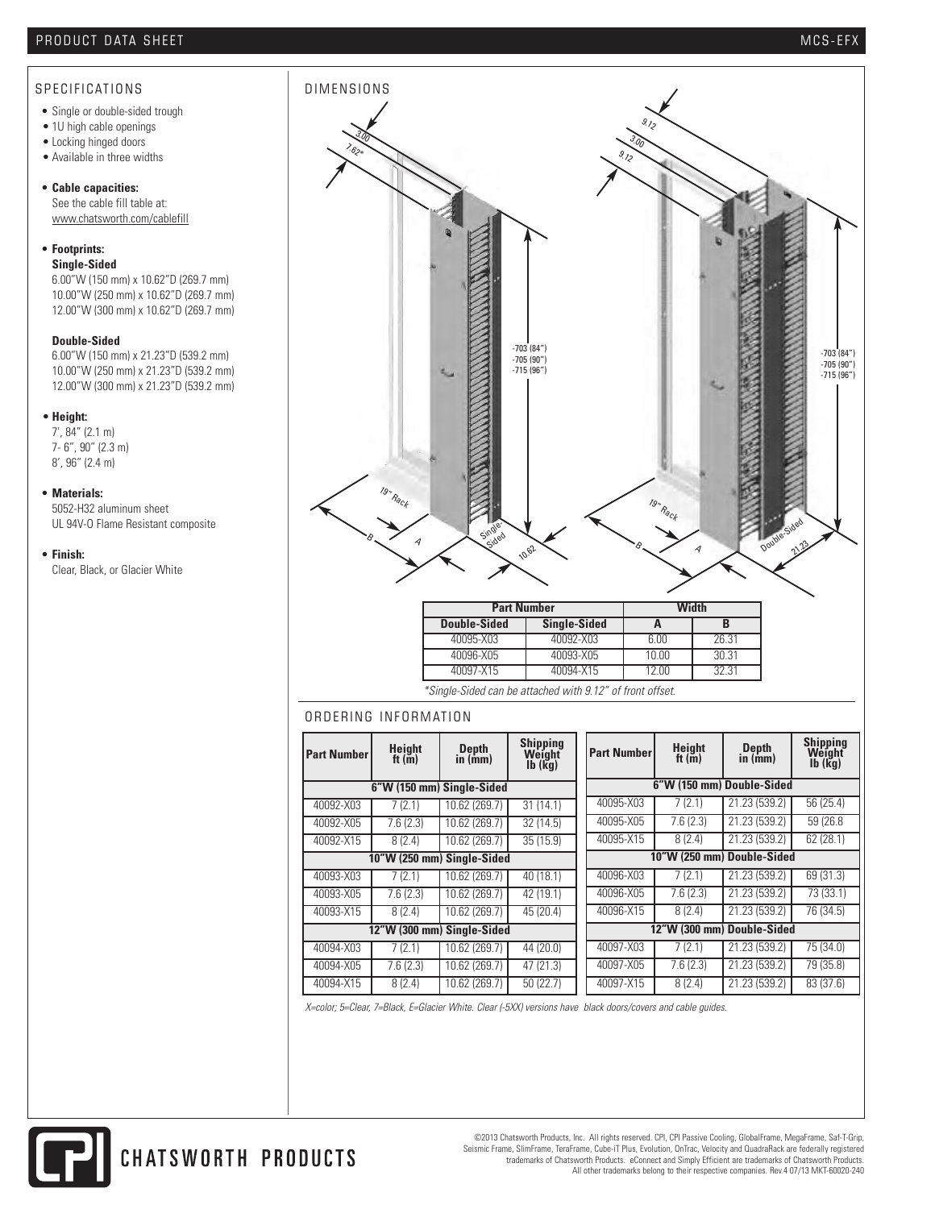## SPECIFICATIONS

- Single or double-sided trough
- 1U high cable openings
- Locking hinged doors
- Available in three widths

- **Cable capacities:**
  See the cable fill table at:
  www.chatsworth.com/cablefill

- **Footprints:**
  **Single-Sided**
  6.00"W (150 mm) x 10.62"D (269.7 mm)
  10.00"W (250 mm) x 10.62"D (269.7 mm)
  12.00"W (300 mm) x 10.62"D (269.7 mm)

  **Double-Sided**
  6.00"W (150 mm) x 21.23"D (539.2 mm)
  10.00"W (250 mm) x 21.23"D (539.2 mm)
  12.00"W (300 mm) x 21.23"D (539.2 mm)

- **Height:**
  7', 84" (2.1 m)
  7- 6", 90" (2.3 m)
  8', 96" (2.4 m)

- **Materials:**
  5052-H32 aluminum sheet
  UL 94V-O Flame Resistant composite

- **Finish:**
  Clear, Black, or Glacier White

## DIMENSIONS

3.00
7.62*
-703 (84")
-705 (90")
-715 (96")
19" Rack
B
A
Single-Sided
10.62

9.12
3.00
9.12
-703 (84")
-705 (90")
-715 (96")
19" Rack
B
A
Double-Sided
21.23

| Part Number | | Width | |
|---|---|---|---|
| Double-Sided | Single-Sided | A | B |
| 40095-X03 | 40092-X03 | 6.00 | 26.31 |
| 40096-X05 | 40093-X05 | 10.00 | 30.31 |
| 40097-X15 | 40094-X15 | 12.00 | 32.31 |

*\*Single-Sided can be attached with 9.12" of front offset.*

## ORDERING INFORMATION

| Part Number | Height ft (m) | Depth in (mm) | Shipping Weight lb (kg) |
|---|---|---|---|
| **6"W (150 mm) Single-Sided** | | | |
| 40092-X03 | 7 (2.1) | 10.62 (269.7) | 31 (14.1) |
| 40092-X05 | 7.6 (2.3) | 10.62 (269.7) | 32 (14.5) |
| 40092-X15 | 8 (2.4) | 10.62 (269.7) | 35 (15.9) |
| **10"W (250 mm) Single-Sided** | | | |
| 40093-X03 | 7 (2.1) | 10.62 (269.7) | 40 (18.1) |
| 40093-X05 | 7.6 (2.3) | 10.62 (269.7) | 42 (19.1) |
| 40093-X15 | 8 (2.4) | 10.62 (269.7) | 45 (20.4) |
| **12"W (300 mm) Single-Sided** | | | |
| 40094-X03 | 7 (2.1) | 10.62 (269.7) | 44 (20.0) |
| 40094-X05 | 7.6 (2.3) | 10.62 (269.7) | 47 (21.3) |
| 40094-X15 | 8 (2.4) | 10.62 (269.7) | 50 (22.7) |

| Part Number | Height ft (m) | Depth in (mm) | Shipping Weight lb (kg) |
|---|---|---|---|
| **6"W (150 mm) Double-Sided** | | | |
| 40095-X03 | 7 (2.1) | 21.23 (539.2) | 56 (25.4) |
| 40095-X05 | 7.6 (2.3) | 21.23 (539.2) | 59 (26.8 |
| 40095-X15 | 8 (2.4) | 21.23 (539.2) | 62 (28.1) |
| **10"W (250 mm) Double-Sided** | | | |
| 40096-X03 | 7 (2.1) | 21.23 (539.2) | 69 (31.3) |
| 40096-X05 | 7.6 (2.3) | 21.23 (539.2) | 73 (33.1) |
| 40096-X15 | 8 (2.4) | 21.23 (539.2) | 76 (34.5) |
| **12"W (300 mm) Double-Sided** | | | |
| 40097-X03 | 7 (2.1) | 21.23 (539.2) | 75 (34.0) |
| 40097-X05 | 7.6 (2.3) | 21.23 (539.2) | 79 (35.8) |
| 40097-X15 | 8 (2.4) | 21.23 (539.2) | 83 (37.6) |

*X=color; 5=Clear, 7=Black, E=Glacier White. Clear (-5XX) versions have black doors/covers and cable guides.*

CHATSWORTH PRODUCTS

©2013 Chatsworth Products, Inc. All rights reserved. CPI, CPI Passive Cooling, GlobalFrame, MegaFrame, Saf-T-Grip, Seismic Frame, SlimFrame, TeraFrame, Cube-iT Plus, Evolution, OnTrac, Velocity and QuadraRack are federally registered trademarks of Chatsworth Products. eConnect and Simply Efficient are trademarks of Chatsworth Products. All other trademarks belong to their respective companies. Rev.4 07/13 MKT-60020-240